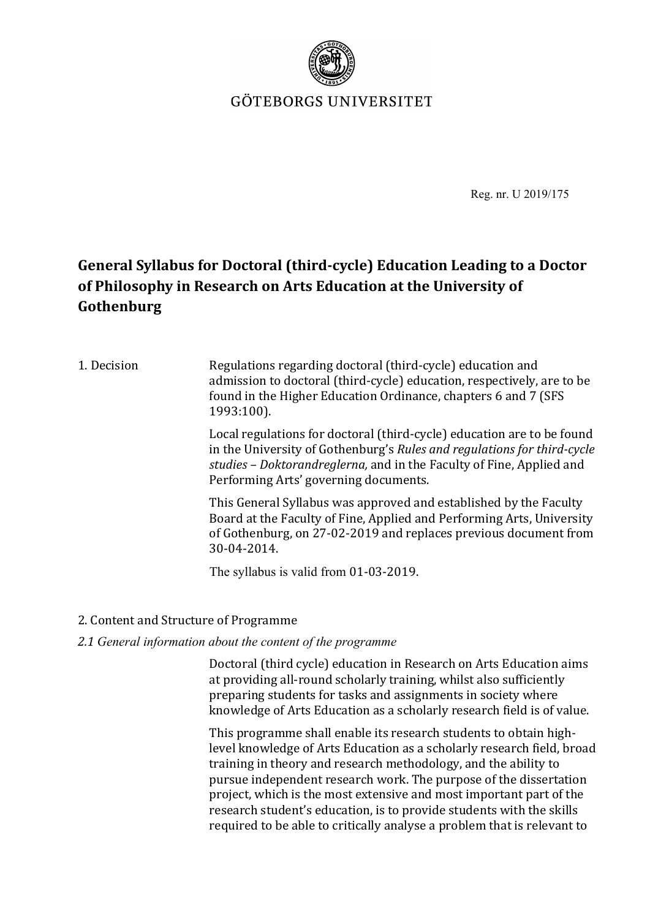GÖTEBORGS UNIVERSITET

Reg. nr. U 2019/175

# General Syllabus for Doctoral (third-cycle) Education Leading to a Doctor of Philosophy in Research on Arts Education at the University of Gothenburg

## 1. Decision

Regulations regarding doctoral (third-cycle) education and admission to doctoral (third-cycle) education, respectively, are to be found in the Higher Education Ordinance, chapters 6 and 7 (SFS 1993:100).

Local regulations for doctoral (third-cycle) education are to be found in the University of Gothenburg's *Rules and regulations for third-cycle studies – Doktorandreglerna,* and in the Faculty of Fine, Applied and Performing Arts' governing documents.

This General Syllabus was approved and established by the Faculty Board at the Faculty of Fine, Applied and Performing Arts, University of Gothenburg, on 27-02-2019 and replaces previous document from 30-04-2014.

The syllabus is valid from 01-03-2019.

## 2. Content and Structure of Programme

### *2.1 General information about the content of the programme*

Doctoral (third cycle) education in Research on Arts Education aims at providing all-round scholarly training, whilst also sufficiently preparing students for tasks and assignments in society where knowledge of Arts Education as a scholarly research field is of value.

This programme shall enable its research students to obtain high-level knowledge of Arts Education as a scholarly research field, broad training in theory and research methodology, and the ability to pursue independent research work. The purpose of the dissertation project, which is the most extensive and most important part of the research student's education, is to provide students with the skills required to be able to critically analyse a problem that is relevant to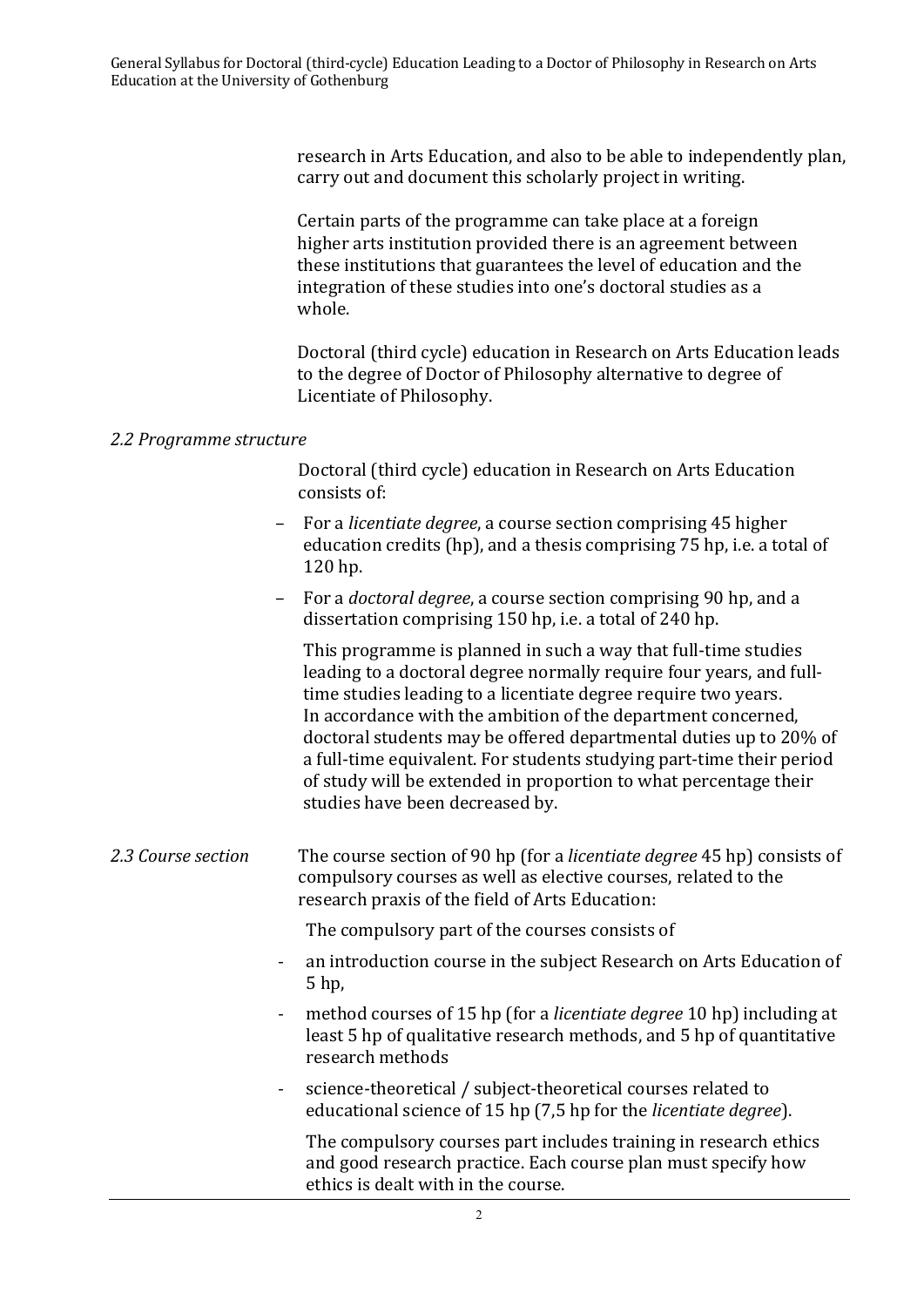research in Arts Education, and also to be able to independently plan, carry out and document this scholarly project in writing.

Certain parts of the programme can take place at a foreign higher arts institution provided there is an agreement between these institutions that guarantees the level of education and the integration of these studies into one's doctoral studies as a whole.

Doctoral (third cycle) education in Research on Arts Education leads to the degree of Doctor of Philosophy alternative to degree of Licentiate of Philosophy.

*2.2 Programme structure*

Doctoral (third cycle) education in Research on Arts Education consists of:

- For a *licentiate degree*, a course section comprising 45 higher education credits (hp), and a thesis comprising 75 hp, i.e. a total of 120 hp.
- For a *doctoral degree*, a course section comprising 90 hp, and a dissertation comprising 150 hp, i.e. a total of 240 hp.

This programme is planned in such a way that full-time studies leading to a doctoral degree normally require four years, and full-time studies leading to a licentiate degree require two years. In accordance with the ambition of the department concerned, doctoral students may be offered departmental duties up to 20% of a full-time equivalent. For students studying part-time their period of study will be extended in proportion to what percentage their studies have been decreased by.

*2.3 Course section*

The course section of 90 hp (for a *licentiate degree* 45 hp) consists of compulsory courses as well as elective courses, related to the research praxis of the field of Arts Education:

The compulsory part of the courses consists of

- an introduction course in the subject Research on Arts Education of 5 hp,
- method courses of 15 hp (for a *licentiate degree* 10 hp) including at least 5 hp of qualitative research methods, and 5 hp of quantitative research methods
- science-theoretical / subject-theoretical courses related to educational science of 15 hp (7,5 hp for the *licentiate degree*).

The compulsory courses part includes training in research ethics and good research practice. Each course plan must specify how ethics is dealt with in the course.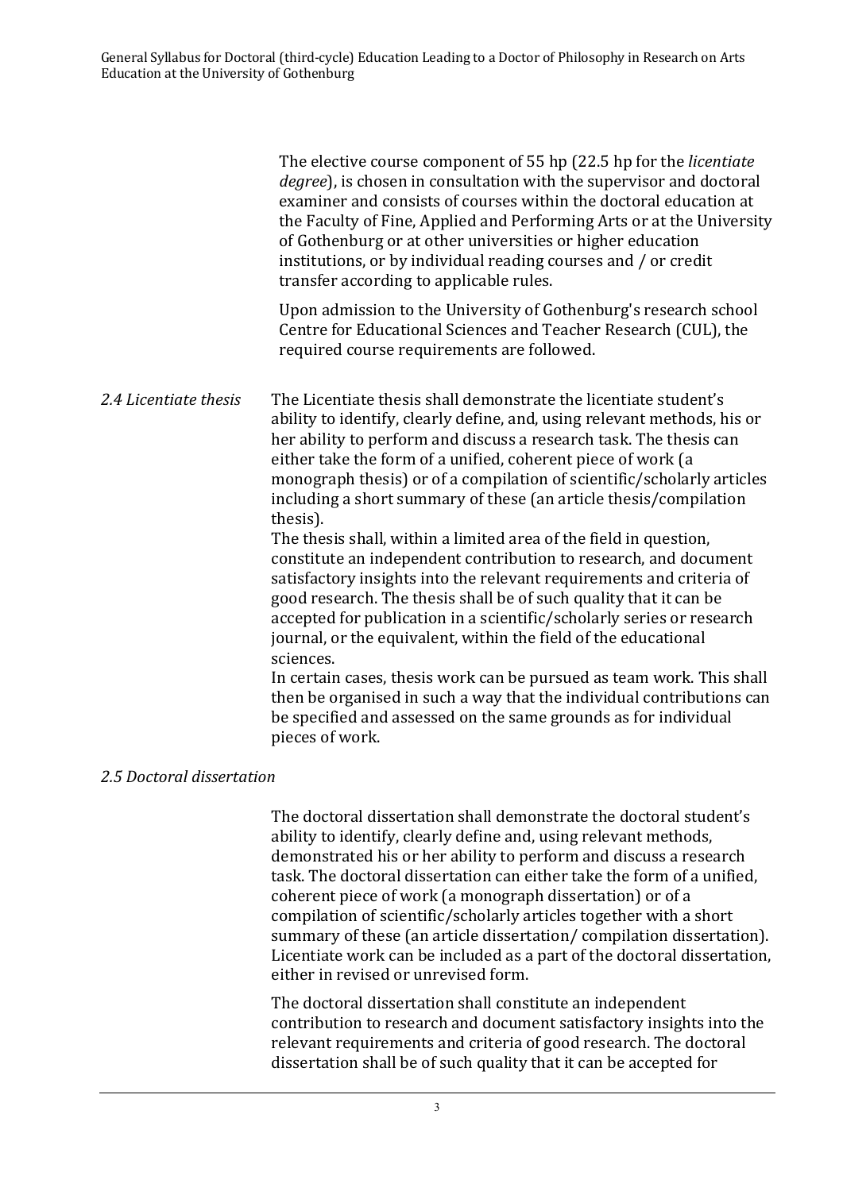The elective course component of 55 hp (22.5 hp for the *licentiate degree*), is chosen in consultation with the supervisor and doctoral examiner and consists of courses within the doctoral education at the Faculty of Fine, Applied and Performing Arts or at the University of Gothenburg or at other universities or higher education institutions, or by individual reading courses and / or credit transfer according to applicable rules.

Upon admission to the University of Gothenburg's research school Centre for Educational Sciences and Teacher Research (CUL), the required course requirements are followed.

### *2.4 Licentiate thesis*

The Licentiate thesis shall demonstrate the licentiate student's ability to identify, clearly define, and, using relevant methods, his or her ability to perform and discuss a research task. The thesis can either take the form of a unified, coherent piece of work (a monograph thesis) or of a compilation of scientific/scholarly articles including a short summary of these (an article thesis/compilation thesis).

The thesis shall, within a limited area of the field in question, constitute an independent contribution to research, and document satisfactory insights into the relevant requirements and criteria of good research. The thesis shall be of such quality that it can be accepted for publication in a scientific/scholarly series or research journal, or the equivalent, within the field of the educational sciences.

In certain cases, thesis work can be pursued as team work. This shall then be organised in such a way that the individual contributions can be specified and assessed on the same grounds as for individual pieces of work.

### *2.5 Doctoral dissertation*

The doctoral dissertation shall demonstrate the doctoral student's ability to identify, clearly define and, using relevant methods, demonstrated his or her ability to perform and discuss a research task. The doctoral dissertation can either take the form of a unified, coherent piece of work (a monograph dissertation) or of a compilation of scientific/scholarly articles together with a short summary of these (an article dissertation/ compilation dissertation). Licentiate work can be included as a part of the doctoral dissertation, either in revised or unrevised form.

The doctoral dissertation shall constitute an independent contribution to research and document satisfactory insights into the relevant requirements and criteria of good research. The doctoral dissertation shall be of such quality that it can be accepted for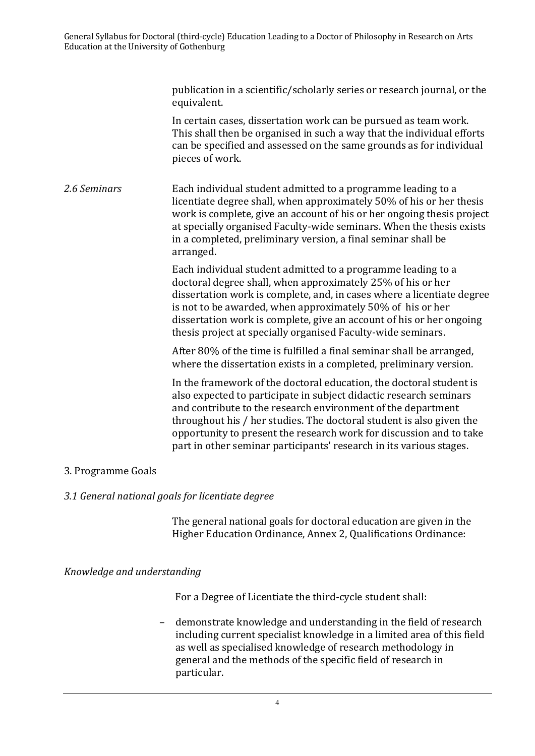publication in a scientific/scholarly series or research journal, or the equivalent.

In certain cases, dissertation work can be pursued as team work. This shall then be organised in such a way that the individual efforts can be specified and assessed on the same grounds as for individual pieces of work.

*2.6 Seminars*

Each individual student admitted to a programme leading to a licentiate degree shall, when approximately 50% of his or her thesis work is complete, give an account of his or her ongoing thesis project at specially organised Faculty-wide seminars. When the thesis exists in a completed, preliminary version, a final seminar shall be arranged.

Each individual student admitted to a programme leading to a doctoral degree shall, when approximately 25% of his or her dissertation work is complete, and, in cases where a licentiate degree is not to be awarded, when approximately 50% of his or her dissertation work is complete, give an account of his or her ongoing thesis project at specially organised Faculty-wide seminars.

After 80% of the time is fulfilled a final seminar shall be arranged, where the dissertation exists in a completed, preliminary version.

In the framework of the doctoral education, the doctoral student is also expected to participate in subject didactic research seminars and contribute to the research environment of the department throughout his / her studies. The doctoral student is also given the opportunity to present the research work for discussion and to take part in other seminar participants' research in its various stages.

## 3. Programme Goals

### *3.1 General national goals for licentiate degree*

The general national goals for doctoral education are given in the Higher Education Ordinance, Annex 2, Qualifications Ordinance:

*Knowledge and understanding*

For a Degree of Licentiate the third-cycle student shall:

- demonstrate knowledge and understanding in the field of research including current specialist knowledge in a limited area of this field as well as specialised knowledge of research methodology in general and the methods of the specific field of research in particular.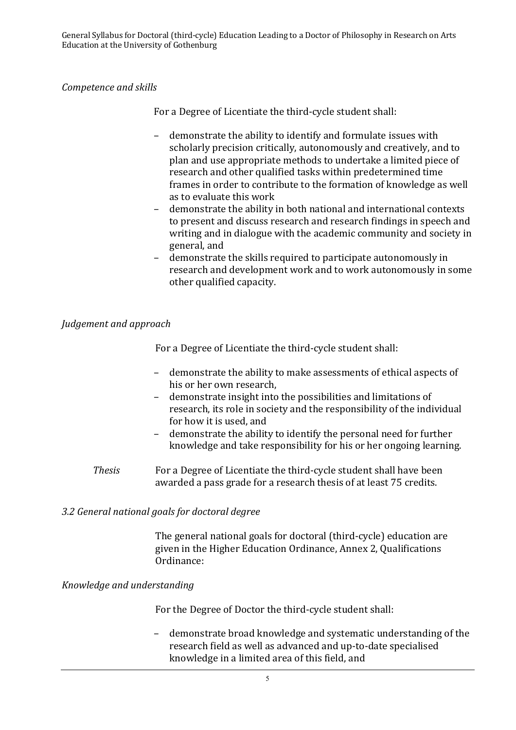*Competence and skills*

For a Degree of Licentiate the third-cycle student shall:

- demonstrate the ability to identify and formulate issues with scholarly precision critically, autonomously and creatively, and to plan and use appropriate methods to undertake a limited piece of research and other qualified tasks within predetermined time frames in order to contribute to the formation of knowledge as well as to evaluate this work
- demonstrate the ability in both national and international contexts to present and discuss research and research findings in speech and writing and in dialogue with the academic community and society in general, and
- demonstrate the skills required to participate autonomously in research and development work and to work autonomously in some other qualified capacity.

*Judgement and approach*

For a Degree of Licentiate the third-cycle student shall:

- demonstrate the ability to make assessments of ethical aspects of his or her own research,
- demonstrate insight into the possibilities and limitations of research, its role in society and the responsibility of the individual for how it is used, and
- demonstrate the ability to identify the personal need for further knowledge and take responsibility for his or her ongoing learning.

*Thesis* For a Degree of Licentiate the third-cycle student shall have been awarded a pass grade for a research thesis of at least 75 credits.

*3.2 General national goals for doctoral degree*

The general national goals for doctoral (third-cycle) education are given in the Higher Education Ordinance, Annex 2, Qualifications Ordinance:

*Knowledge and understanding*

For the Degree of Doctor the third-cycle student shall:

- demonstrate broad knowledge and systematic understanding of the research field as well as advanced and up-to-date specialised knowledge in a limited area of this field, and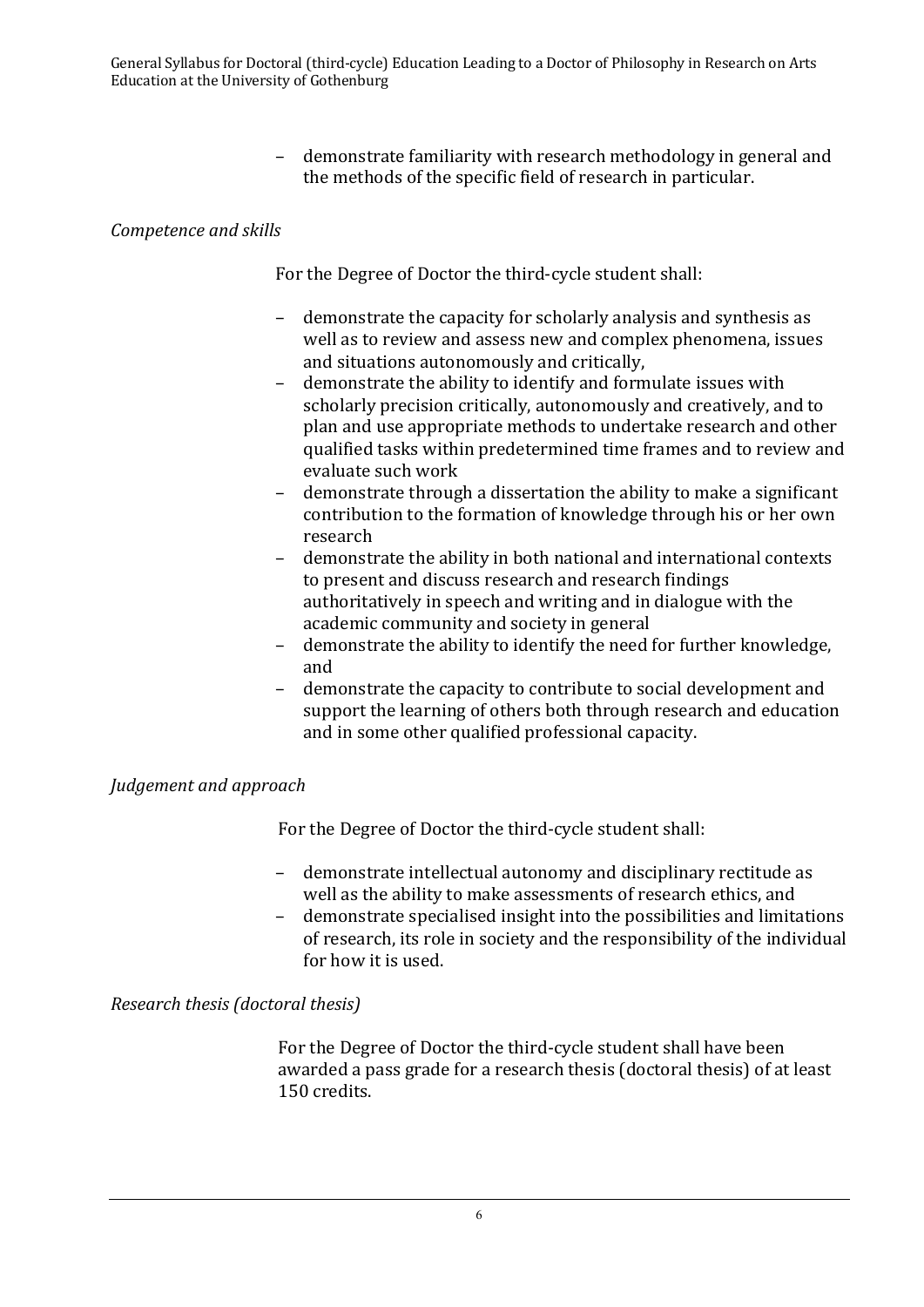- demonstrate familiarity with research methodology in general and the methods of the specific field of research in particular.

*Competence and skills*

For the Degree of Doctor the third-cycle student shall:

- demonstrate the capacity for scholarly analysis and synthesis as well as to review and assess new and complex phenomena, issues and situations autonomously and critically,
- demonstrate the ability to identify and formulate issues with scholarly precision critically, autonomously and creatively, and to plan and use appropriate methods to undertake research and other qualified tasks within predetermined time frames and to review and evaluate such work
- demonstrate through a dissertation the ability to make a significant contribution to the formation of knowledge through his or her own research
- demonstrate the ability in both national and international contexts to present and discuss research and research findings authoritatively in speech and writing and in dialogue with the academic community and society in general
- demonstrate the ability to identify the need for further knowledge, and
- demonstrate the capacity to contribute to social development and support the learning of others both through research and education and in some other qualified professional capacity.

*Judgement and approach*

For the Degree of Doctor the third-cycle student shall:

- demonstrate intellectual autonomy and disciplinary rectitude as well as the ability to make assessments of research ethics, and
- demonstrate specialised insight into the possibilities and limitations of research, its role in society and the responsibility of the individual for how it is used.

*Research thesis (doctoral thesis)*

For the Degree of Doctor the third-cycle student shall have been awarded a pass grade for a research thesis (doctoral thesis) of at least 150 credits.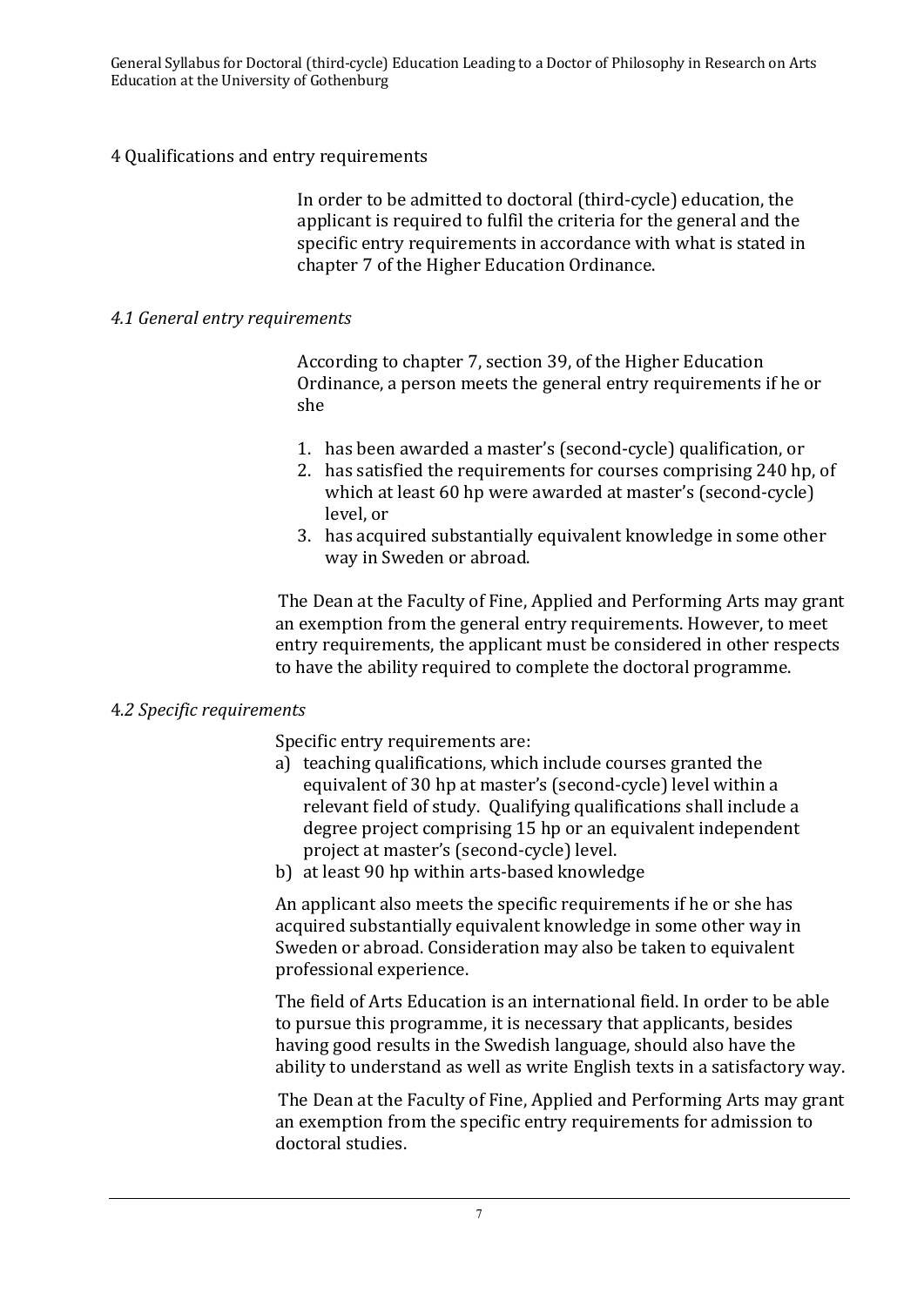## 4 Qualifications and entry requirements

In order to be admitted to doctoral (third-cycle) education, the applicant is required to fulfil the criteria for the general and the specific entry requirements in accordance with what is stated in chapter 7 of the Higher Education Ordinance.

### *4.1 General entry requirements*

According to chapter 7, section 39, of the Higher Education Ordinance, a person meets the general entry requirements if he or she

1. has been awarded a master's (second-cycle) qualification, or
2. has satisfied the requirements for courses comprising 240 hp, of which at least 60 hp were awarded at master's (second-cycle) level, or
3. has acquired substantially equivalent knowledge in some other way in Sweden or abroad.

The Dean at the Faculty of Fine, Applied and Performing Arts may grant an exemption from the general entry requirements. However, to meet entry requirements, the applicant must be considered in other respects to have the ability required to complete the doctoral programme.

### 4.*2 Specific requirements*

Specific entry requirements are:

a) teaching qualifications, which include courses granted the equivalent of 30 hp at master's (second-cycle) level within a relevant field of study. Qualifying qualifications shall include a degree project comprising 15 hp or an equivalent independent project at master's (second-cycle) level.
b) at least 90 hp within arts-based knowledge

An applicant also meets the specific requirements if he or she has acquired substantially equivalent knowledge in some other way in Sweden or abroad. Consideration may also be taken to equivalent professional experience.

The field of Arts Education is an international field. In order to be able to pursue this programme, it is necessary that applicants, besides having good results in the Swedish language, should also have the ability to understand as well as write English texts in a satisfactory way.

The Dean at the Faculty of Fine, Applied and Performing Arts may grant an exemption from the specific entry requirements for admission to doctoral studies.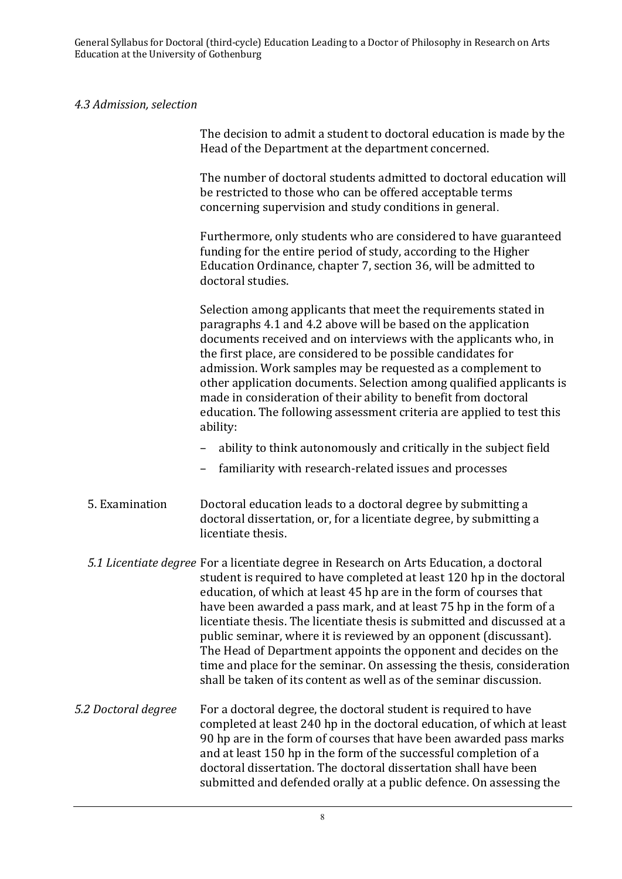### *4.3 Admission, selection*

The decision to admit a student to doctoral education is made by the Head of the Department at the department concerned.

The number of doctoral students admitted to doctoral education will be restricted to those who can be offered acceptable terms concerning supervision and study conditions in general.

Furthermore, only students who are considered to have guaranteed funding for the entire period of study, according to the Higher Education Ordinance, chapter 7, section 36, will be admitted to doctoral studies.

Selection among applicants that meet the requirements stated in paragraphs 4.1 and 4.2 above will be based on the application documents received and on interviews with the applicants who, in the first place, are considered to be possible candidates for admission. Work samples may be requested as a complement to other application documents. Selection among qualified applicants is made in consideration of their ability to benefit from doctoral education. The following assessment criteria are applied to test this ability:

- ability to think autonomously and critically in the subject field
- familiarity with research-related issues and processes

## 5. Examination

Doctoral education leads to a doctoral degree by submitting a doctoral dissertation, or, for a licentiate degree, by submitting a licentiate thesis.

### *5.1 Licentiate degree*

For a licentiate degree in Research on Arts Education, a doctoral student is required to have completed at least 120 hp in the doctoral education, of which at least 45 hp are in the form of courses that have been awarded a pass mark, and at least 75 hp in the form of a licentiate thesis. The licentiate thesis is submitted and discussed at a public seminar, where it is reviewed by an opponent (discussant). The Head of Department appoints the opponent and decides on the time and place for the seminar. On assessing the thesis, consideration shall be taken of its content as well as of the seminar discussion.

### *5.2 Doctoral degree*

For a doctoral degree, the doctoral student is required to have completed at least 240 hp in the doctoral education, of which at least 90 hp are in the form of courses that have been awarded pass marks and at least 150 hp in the form of the successful completion of a doctoral dissertation. The doctoral dissertation shall have been submitted and defended orally at a public defence. On assessing the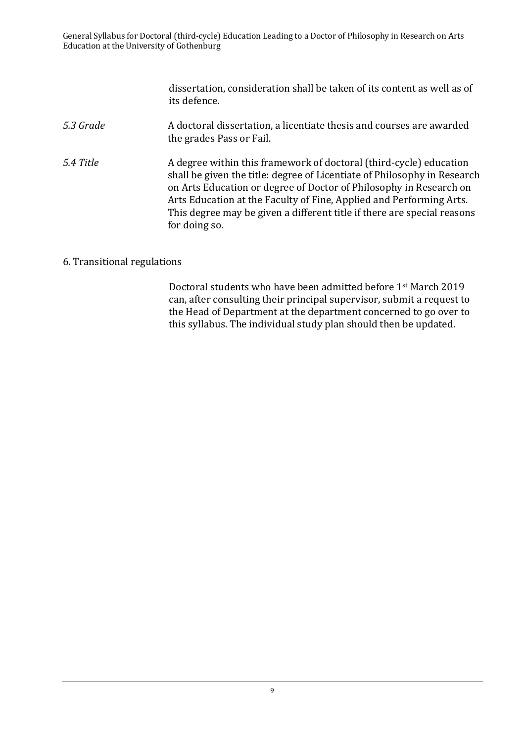dissertation, consideration shall be taken of its content as well as of its defence.

*5.3 Grade*

A doctoral dissertation, a licentiate thesis and courses are awarded the grades Pass or Fail.

*5.4 Title*

A degree within this framework of doctoral (third-cycle) education shall be given the title: degree of Licentiate of Philosophy in Research on Arts Education or degree of Doctor of Philosophy in Research on Arts Education at the Faculty of Fine, Applied and Performing Arts. This degree may be given a different title if there are special reasons for doing so.

## 6. Transitional regulations

Doctoral students who have been admitted before 1st March 2019 can, after consulting their principal supervisor, submit a request to the Head of Department at the department concerned to go over to this syllabus. The individual study plan should then be updated.